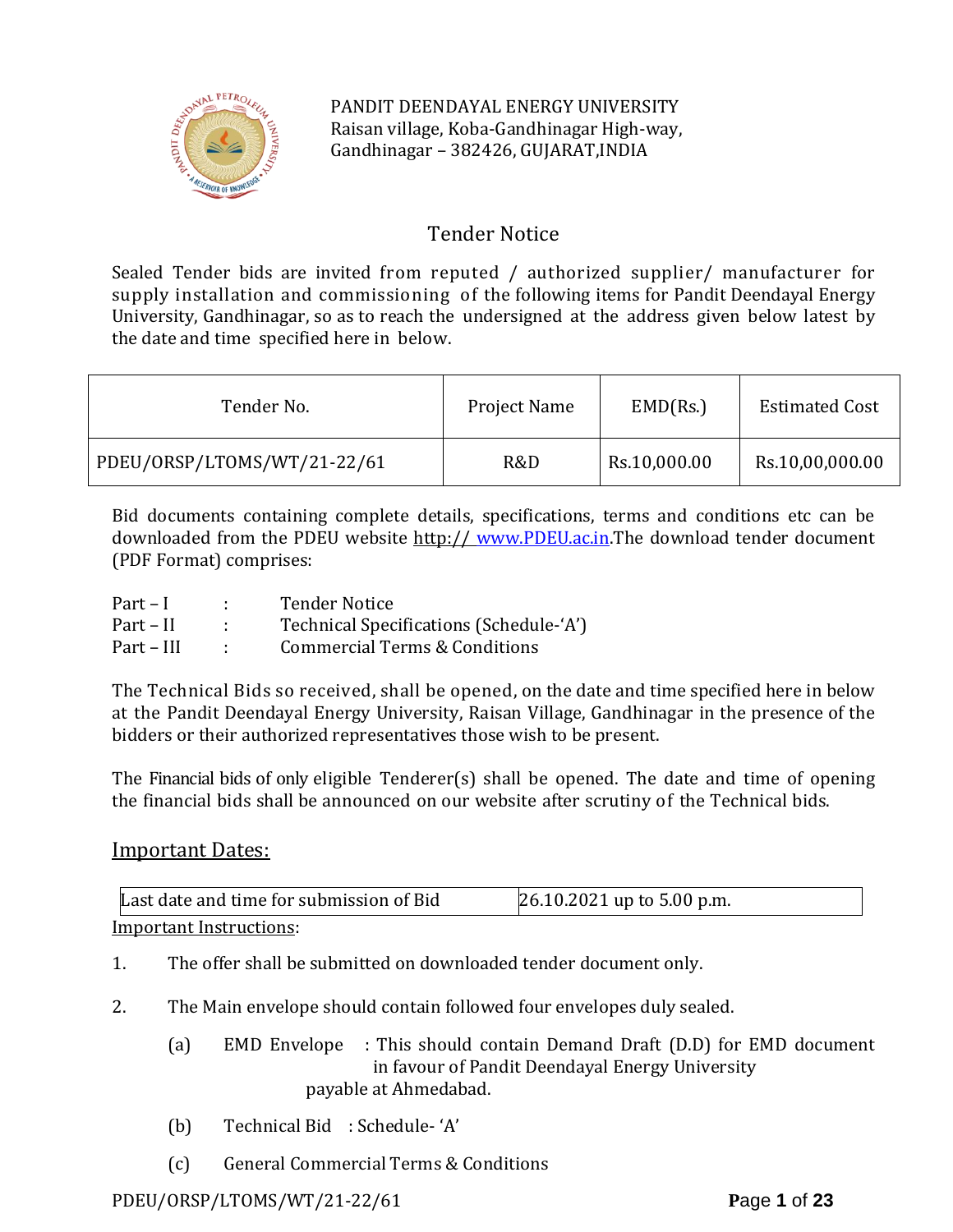PANDIT DEENDAYAL ENERGY UNIVERSITY
Raisan village, Koba-Gandhinagar High-way,
Gandhinagar – 382426, GUJARAT,INDIA

# Tender Notice

Sealed Tender bids are invited from reputed / authorized supplier/ manufacturer for supply installation and commissioning of the following items for Pandit Deendayal Energy University, Gandhinagar, so as to reach the undersigned at the address given below latest by the date and time specified here in below.

| Tender No. | Project Name | EMD(Rs.) | Estimated Cost |
|---|---|---|---|
| PDEU/ORSP/LTOMS/WT/21-22/61 | R&D | Rs.10,000.00 | Rs.10,00,000.00 |

Bid documents containing complete details, specifications, terms and conditions etc can be downloaded from the PDEU website http:// www.PDEU.ac.in.The download tender document (PDF Format) comprises:

Part – I : Tender Notice
Part – II : Technical Specifications (Schedule-'A')
Part – III : Commercial Terms & Conditions

The Technical Bids so received, shall be opened, on the date and time specified here in below at the Pandit Deendayal Energy University, Raisan Village, Gandhinagar in the presence of the bidders or their authorized representatives those wish to be present.

The Financial bids of only eligible Tenderer(s) shall be opened. The date and time of opening the financial bids shall be announced on our website after scrutiny of the Technical bids.

## Important Dates:

| Last date and time for submission of Bid | 26.10.2021 up to 5.00 p.m. |
|---|---|

Important Instructions:

1. The offer shall be submitted on downloaded tender document only.

2. The Main envelope should contain followed four envelopes duly sealed.

   (a) EMD Envelope : This should contain Demand Draft (D.D) for EMD document in favour of Pandit Deendayal Energy University payable at Ahmedabad.

   (b) Technical Bid : Schedule- 'A'

   (c) General Commercial Terms & Conditions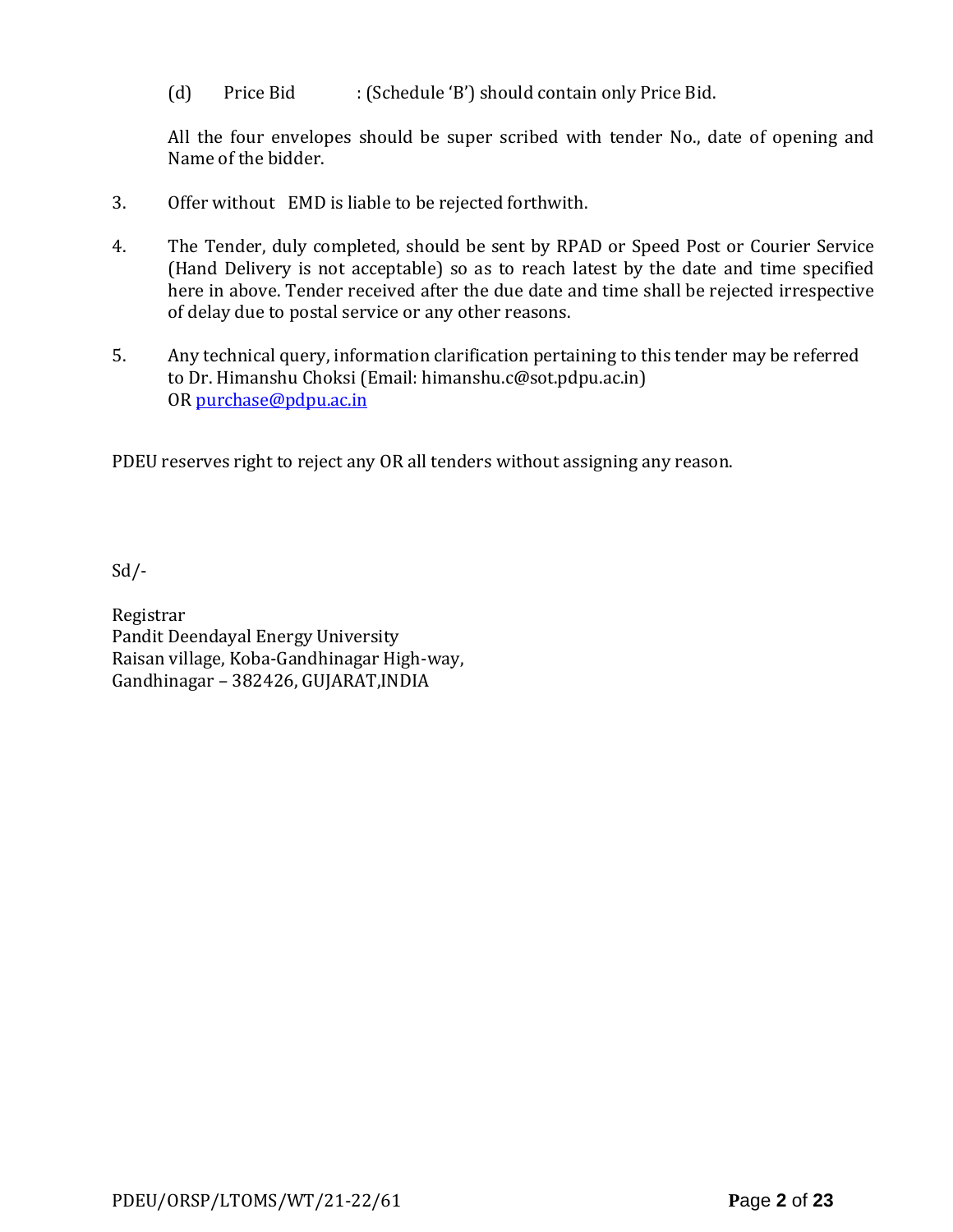(d) Price Bid : (Schedule 'B') should contain only Price Bid.

All the four envelopes should be super scribed with tender No., date of opening and Name of the bidder.

3. Offer without EMD is liable to be rejected forthwith.

4. The Tender, duly completed, should be sent by RPAD or Speed Post or Courier Service (Hand Delivery is not acceptable) so as to reach latest by the date and time specified here in above. Tender received after the due date and time shall be rejected irrespective of delay due to postal service or any other reasons.

5. Any technical query, information clarification pertaining to this tender may be referred to Dr. Himanshu Choksi (Email: himanshu.c@sot.pdpu.ac.in) OR purchase@pdpu.ac.in

PDEU reserves right to reject any OR all tenders without assigning any reason.

Sd/-

Registrar
Pandit Deendayal Energy University
Raisan village, Koba-Gandhinagar High-way,
Gandhinagar – 382426, GUJARAT,INDIA

PDEU/ORSP/LTOMS/WT/21-22/61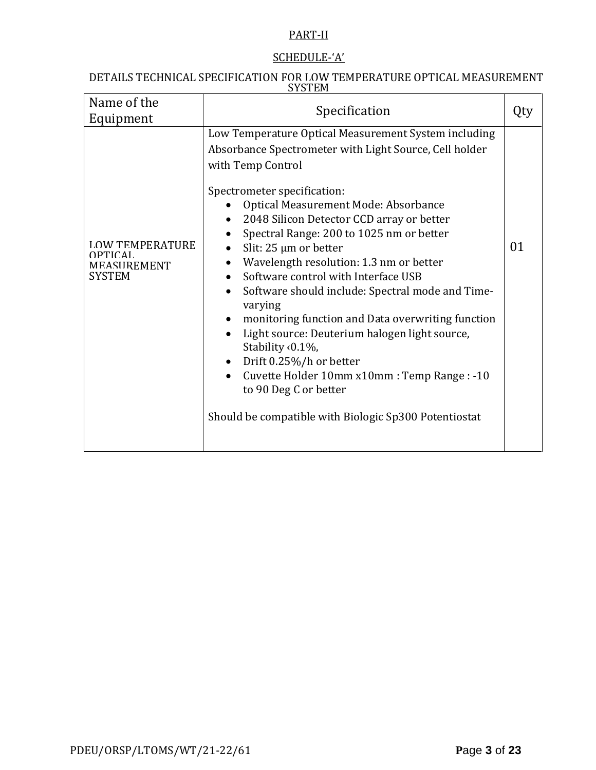PART-II

SCHEDULE-'A'

DETAILS TECHNICAL SPECIFICATION FOR LOW TEMPERATURE OPTICAL MEASUREMENT SYSTEM

| Name of the Equipment | Specification | Qty |
|---|---|---|
| LOW TEMPERATURE OPTICAL MEASUREMENT SYSTEM | Low Temperature Optical Measurement System including Absorbance Spectrometer with Light Source, Cell holder with Temp Control<br><br>Spectrometer specification:<br>• Optical Measurement Mode: Absorbance<br>• 2048 Silicon Detector CCD array or better<br>• Spectral Range: 200 to 1025 nm or better<br>• Slit: 25 µm or better<br>• Wavelength resolution: 1.3 nm or better<br>• Software control with Interface USB<br>• Software should include: Spectral mode and Time-varying<br>• monitoring function and Data overwriting function<br>• Light source: Deuterium halogen light source, Stability ‹0.1%,<br>• Drift 0.25%/h or better<br>• Cuvette Holder 10mm x10mm : Temp Range : -10 to 90 Deg C or better<br><br>Should be compatible with Biologic Sp300 Potentiostat | 01 |

PDEU/ORSP/LTOMS/WT/21-22/61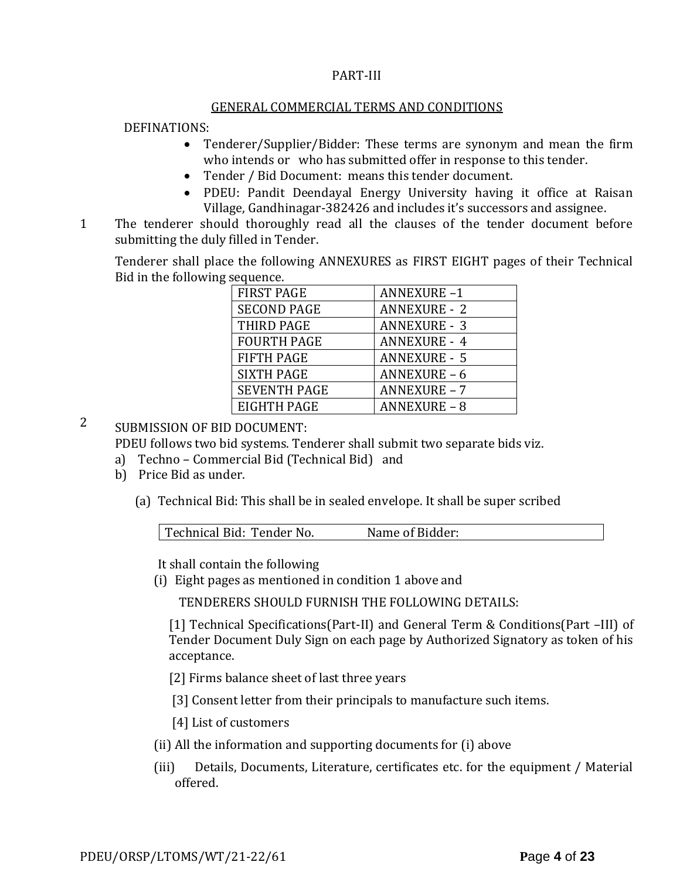PART-III

## GENERAL COMMERCIAL TERMS AND CONDITIONS

DEFINATIONS:

- Tenderer/Supplier/Bidder: These terms are synonym and mean the firm who intends or who has submitted offer in response to this tender.
- Tender / Bid Document: means this tender document.
- PDEU: Pandit Deendayal Energy University having it office at Raisan Village, Gandhinagar-382426 and includes it's successors and assignee.

1 The tenderer should thoroughly read all the clauses of the tender document before submitting the duly filled in Tender.

Tenderer shall place the following ANNEXURES as FIRST EIGHT pages of their Technical Bid in the following sequence.

| FIRST PAGE | ANNEXURE –1 |
|---|---|
| SECOND PAGE | ANNEXURE - 2 |
| THIRD PAGE | ANNEXURE - 3 |
| FOURTH PAGE | ANNEXURE - 4 |
| FIFTH PAGE | ANNEXURE - 5 |
| SIXTH PAGE | ANNEXURE – 6 |
| SEVENTH PAGE | ANNEXURE – 7 |
| EIGHTH PAGE | ANNEXURE – 8 |

2 SUBMISSION OF BID DOCUMENT:

PDEU follows two bid systems. Tenderer shall submit two separate bids viz.

a) Techno – Commercial Bid (Technical Bid) and
b) Price Bid as under.

(a) Technical Bid: This shall be in sealed envelope. It shall be super scribed

| Technical Bid: Tender No. Name of Bidder: |
|---|

It shall contain the following

(i) Eight pages as mentioned in condition 1 above and

TENDERERS SHOULD FURNISH THE FOLLOWING DETAILS:

[1] Technical Specifications(Part-II) and General Term & Conditions(Part –III) of Tender Document Duly Sign on each page by Authorized Signatory as token of his acceptance.

[2] Firms balance sheet of last three years

[3] Consent letter from their principals to manufacture such items.

[4] List of customers

(ii) All the information and supporting documents for (i) above

(iii) Details, Documents, Literature, certificates etc. for the equipment / Material offered.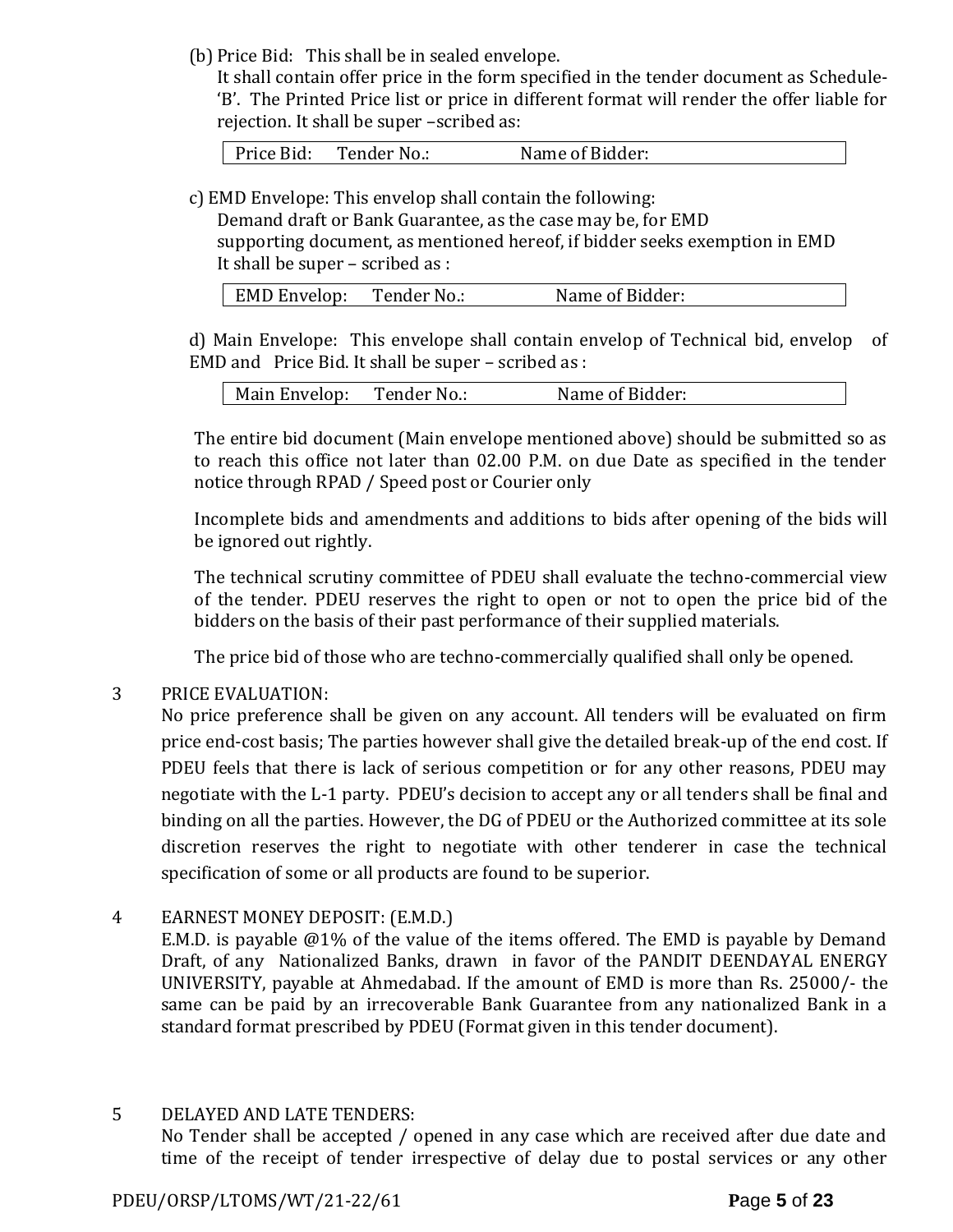(b) Price Bid: This shall be in sealed envelope.
It shall contain offer price in the form specified in the tender document as Schedule-'B'. The Printed Price list or price in different format will render the offer liable for rejection. It shall be super –scribed as:

| Price Bid: Tender No.: Name of Bidder: |
|---|

c) EMD Envelope: This envelop shall contain the following:
Demand draft or Bank Guarantee, as the case may be, for EMD
supporting document, as mentioned hereof, if bidder seeks exemption in EMD
It shall be super – scribed as :

| EMD Envelop: Tender No.: Name of Bidder: |
|---|

d) Main Envelope: This envelope shall contain envelop of Technical bid, envelop of EMD and Price Bid. It shall be super – scribed as :

| Main Envelop: Tender No.: Name of Bidder: |
|---|

The entire bid document (Main envelope mentioned above) should be submitted so as to reach this office not later than 02.00 P.M. on due Date as specified in the tender notice through RPAD / Speed post or Courier only

Incomplete bids and amendments and additions to bids after opening of the bids will be ignored out rightly.

The technical scrutiny committee of PDEU shall evaluate the techno-commercial view of the tender. PDEU reserves the right to open or not to open the price bid of the bidders on the basis of their past performance of their supplied materials.

The price bid of those who are techno-commercially qualified shall only be opened.

3 PRICE EVALUATION:
No price preference shall be given on any account. All tenders will be evaluated on firm price end-cost basis; The parties however shall give the detailed break-up of the end cost. If PDEU feels that there is lack of serious competition or for any other reasons, PDEU may negotiate with the L-1 party. PDEU's decision to accept any or all tenders shall be final and binding on all the parties. However, the DG of PDEU or the Authorized committee at its sole discretion reserves the right to negotiate with other tenderer in case the technical specification of some or all products are found to be superior.

4 EARNEST MONEY DEPOSIT: (E.M.D.)
E.M.D. is payable @1% of the value of the items offered. The EMD is payable by Demand Draft, of any Nationalized Banks, drawn in favor of the PANDIT DEENDAYAL ENERGY UNIVERSITY, payable at Ahmedabad. If the amount of EMD is more than Rs. 25000/- the same can be paid by an irrecoverable Bank Guarantee from any nationalized Bank in a standard format prescribed by PDEU (Format given in this tender document).

5 DELAYED AND LATE TENDERS:
No Tender shall be accepted / opened in any case which are received after due date and time of the receipt of tender irrespective of delay due to postal services or any other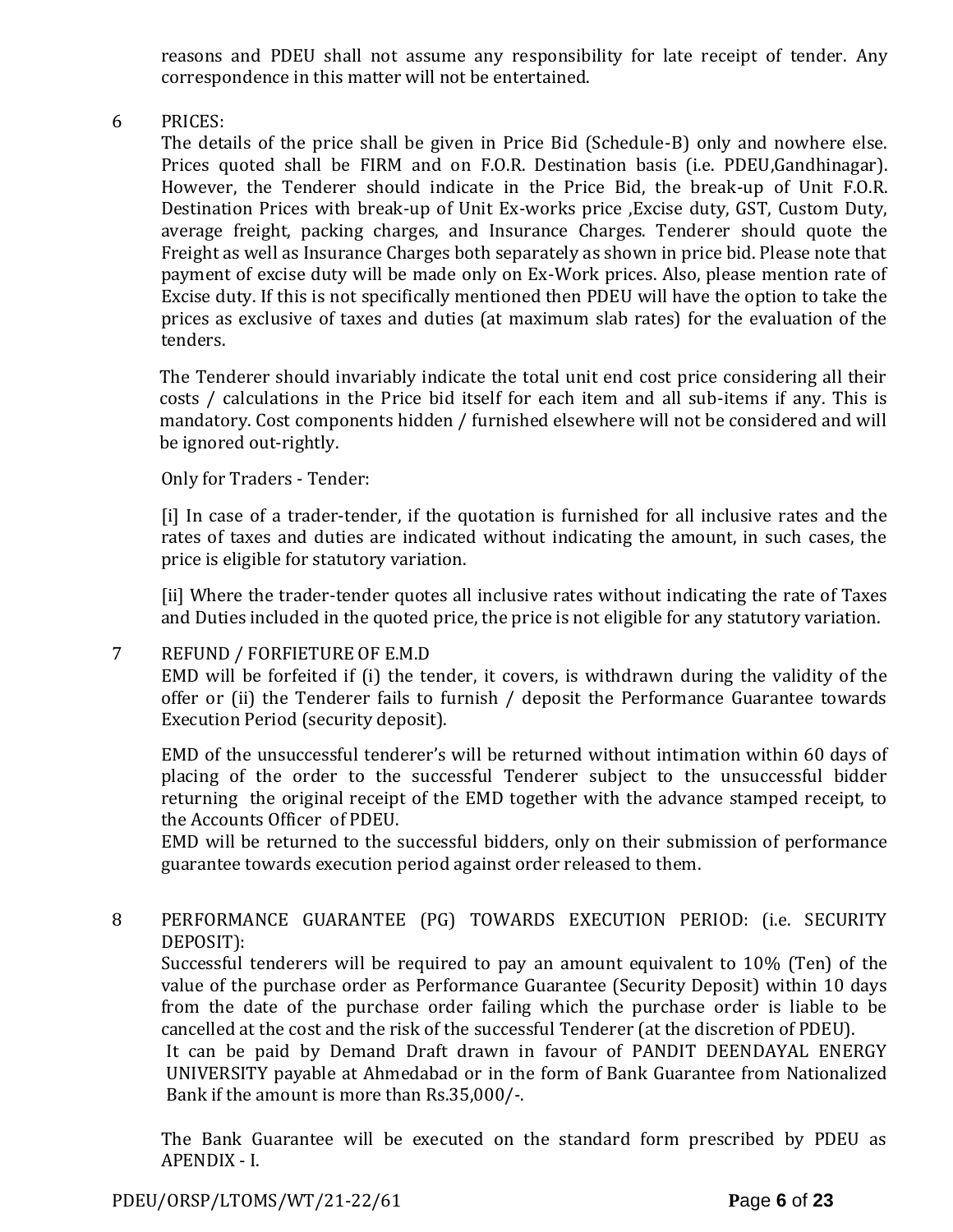reasons and PDEU shall not assume any responsibility for late receipt of tender. Any correspondence in this matter will not be entertained.

6 PRICES:

The details of the price shall be given in Price Bid (Schedule-B) only and nowhere else. Prices quoted shall be FIRM and on F.O.R. Destination basis (i.e. PDEU,Gandhinagar). However, the Tenderer should indicate in the Price Bid, the break-up of Unit F.O.R. Destination Prices with break-up of Unit Ex-works price ,Excise duty, GST, Custom Duty, average freight, packing charges, and Insurance Charges. Tenderer should quote the Freight as well as Insurance Charges both separately as shown in price bid. Please note that payment of excise duty will be made only on Ex-Work prices. Also, please mention rate of Excise duty. If this is not specifically mentioned then PDEU will have the option to take the prices as exclusive of taxes and duties (at maximum slab rates) for the evaluation of the tenders.

The Tenderer should invariably indicate the total unit end cost price considering all their costs / calculations in the Price bid itself for each item and all sub-items if any. This is mandatory. Cost components hidden / furnished elsewhere will not be considered and will be ignored out-rightly.

Only for Traders - Tender:

[i] In case of a trader-tender, if the quotation is furnished for all inclusive rates and the rates of taxes and duties are indicated without indicating the amount, in such cases, the price is eligible for statutory variation.

[ii] Where the trader-tender quotes all inclusive rates without indicating the rate of Taxes and Duties included in the quoted price, the price is not eligible for any statutory variation.

7 REFUND / FORFIETURE OF E.M.D

EMD will be forfeited if (i) the tender, it covers, is withdrawn during the validity of the offer or (ii) the Tenderer fails to furnish / deposit the Performance Guarantee towards Execution Period (security deposit).

EMD of the unsuccessful tenderer's will be returned without intimation within 60 days of placing of the order to the successful Tenderer subject to the unsuccessful bidder returning the original receipt of the EMD together with the advance stamped receipt, to the Accounts Officer of PDEU.

EMD will be returned to the successful bidders, only on their submission of performance guarantee towards execution period against order released to them.

8 PERFORMANCE GUARANTEE (PG) TOWARDS EXECUTION PERIOD: (i.e. SECURITY DEPOSIT):

Successful tenderers will be required to pay an amount equivalent to 10% (Ten) of the value of the purchase order as Performance Guarantee (Security Deposit) within 10 days from the date of the purchase order failing which the purchase order is liable to be cancelled at the cost and the risk of the successful Tenderer (at the discretion of PDEU).

It can be paid by Demand Draft drawn in favour of PANDIT DEENDAYAL ENERGY UNIVERSITY payable at Ahmedabad or in the form of Bank Guarantee from Nationalized Bank if the amount is more than Rs.35,000/-.

The Bank Guarantee will be executed on the standard form prescribed by PDEU as APENDIX - I.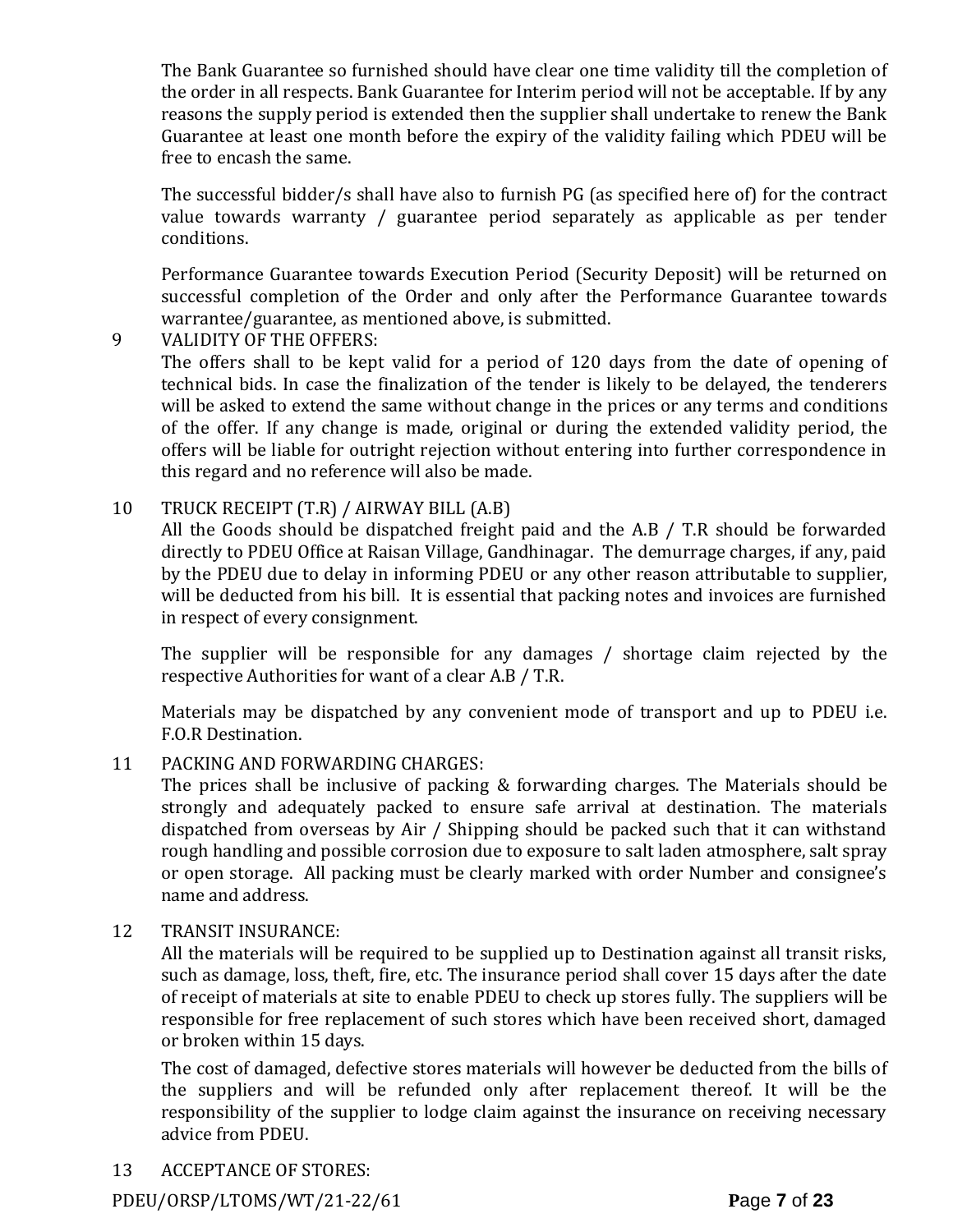The Bank Guarantee so furnished should have clear one time validity till the completion of the order in all respects. Bank Guarantee for Interim period will not be acceptable. If by any reasons the supply period is extended then the supplier shall undertake to renew the Bank Guarantee at least one month before the expiry of the validity failing which PDEU will be free to encash the same.

The successful bidder/s shall have also to furnish PG (as specified here of) for the contract value towards warranty / guarantee period separately as applicable as per tender conditions.

Performance Guarantee towards Execution Period (Security Deposit) will be returned on successful completion of the Order and only after the Performance Guarantee towards warrantee/guarantee, as mentioned above, is submitted.

9 VALIDITY OF THE OFFERS:

The offers shall to be kept valid for a period of 120 days from the date of opening of technical bids. In case the finalization of the tender is likely to be delayed, the tenderers will be asked to extend the same without change in the prices or any terms and conditions of the offer. If any change is made, original or during the extended validity period, the offers will be liable for outright rejection without entering into further correspondence in this regard and no reference will also be made.

10 TRUCK RECEIPT (T.R) / AIRWAY BILL (A.B)

All the Goods should be dispatched freight paid and the A.B / T.R should be forwarded directly to PDEU Office at Raisan Village, Gandhinagar. The demurrage charges, if any, paid by the PDEU due to delay in informing PDEU or any other reason attributable to supplier, will be deducted from his bill. It is essential that packing notes and invoices are furnished in respect of every consignment.

The supplier will be responsible for any damages / shortage claim rejected by the respective Authorities for want of a clear A.B / T.R.

Materials may be dispatched by any convenient mode of transport and up to PDEU i.e. F.O.R Destination.

11 PACKING AND FORWARDING CHARGES:

The prices shall be inclusive of packing & forwarding charges. The Materials should be strongly and adequately packed to ensure safe arrival at destination. The materials dispatched from overseas by Air / Shipping should be packed such that it can withstand rough handling and possible corrosion due to exposure to salt laden atmosphere, salt spray or open storage. All packing must be clearly marked with order Number and consignee's name and address.

12 TRANSIT INSURANCE:

All the materials will be required to be supplied up to Destination against all transit risks, such as damage, loss, theft, fire, etc. The insurance period shall cover 15 days after the date of receipt of materials at site to enable PDEU to check up stores fully. The suppliers will be responsible for free replacement of such stores which have been received short, damaged or broken within 15 days.

The cost of damaged, defective stores materials will however be deducted from the bills of the suppliers and will be refunded only after replacement thereof. It will be the responsibility of the supplier to lodge claim against the insurance on receiving necessary advice from PDEU.

13 ACCEPTANCE OF STORES: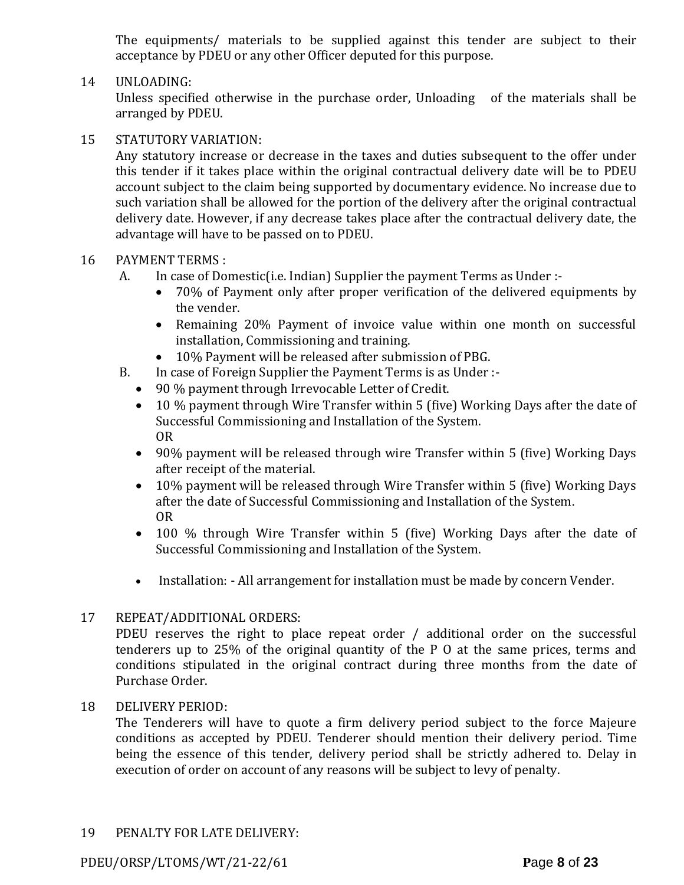The equipments/ materials to be supplied against this tender are subject to their acceptance by PDEU or any other Officer deputed for this purpose.

14 UNLOADING:
Unless specified otherwise in the purchase order, Unloading of the materials shall be arranged by PDEU.

15 STATUTORY VARIATION:
Any statutory increase or decrease in the taxes and duties subsequent to the offer under this tender if it takes place within the original contractual delivery date will be to PDEU account subject to the claim being supported by documentary evidence. No increase due to such variation shall be allowed for the portion of the delivery after the original contractual delivery date. However, if any decrease takes place after the contractual delivery date, the advantage will have to be passed on to PDEU.

16 PAYMENT TERMS :

A. In case of Domestic(i.e. Indian) Supplier the payment Terms as Under :-
   - 70% of Payment only after proper verification of the delivered equipments by the vender.
   - Remaining 20% Payment of invoice value within one month on successful installation, Commissioning and training.
   - 10% Payment will be released after submission of PBG.

B. In case of Foreign Supplier the Payment Terms is as Under :-
   - 90 % payment through Irrevocable Letter of Credit.
   - 10 % payment through Wire Transfer within 5 (five) Working Days after the date of Successful Commissioning and Installation of the System.
     OR
   - 90% payment will be released through wire Transfer within 5 (five) Working Days after receipt of the material.
   - 10% payment will be released through Wire Transfer within 5 (five) Working Days after the date of Successful Commissioning and Installation of the System.
     OR
   - 100 % through Wire Transfer within 5 (five) Working Days after the date of Successful Commissioning and Installation of the System.

   - Installation: - All arrangement for installation must be made by concern Vender.

17 REPEAT/ADDITIONAL ORDERS:
PDEU reserves the right to place repeat order / additional order on the successful tenderers up to 25% of the original quantity of the P O at the same prices, terms and conditions stipulated in the original contract during three months from the date of Purchase Order.

18 DELIVERY PERIOD:
The Tenderers will have to quote a firm delivery period subject to the force Majeure conditions as accepted by PDEU. Tenderer should mention their delivery period. Time being the essence of this tender, delivery period shall be strictly adhered to. Delay in execution of order on account of any reasons will be subject to levy of penalty.

19 PENALTY FOR LATE DELIVERY:

PDEU/ORSP/LTOMS/WT/21-22/61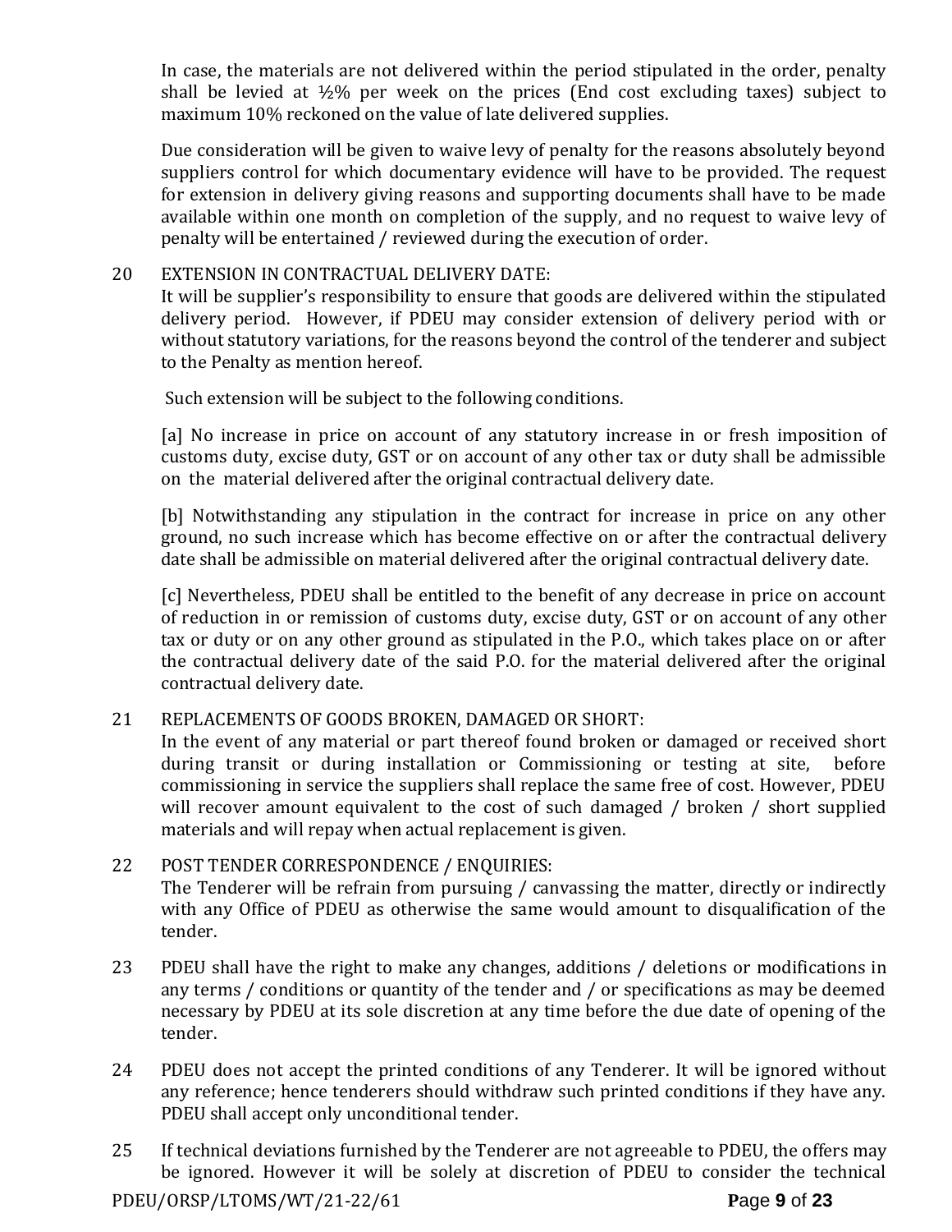In case, the materials are not delivered within the period stipulated in the order, penalty shall be levied at ½% per week on the prices (End cost excluding taxes) subject to maximum 10% reckoned on the value of late delivered supplies.

Due consideration will be given to waive levy of penalty for the reasons absolutely beyond suppliers control for which documentary evidence will have to be provided. The request for extension in delivery giving reasons and supporting documents shall have to be made available within one month on completion of the supply, and no request to waive levy of penalty will be entertained / reviewed during the execution of order.

20 EXTENSION IN CONTRACTUAL DELIVERY DATE:
It will be supplier's responsibility to ensure that goods are delivered within the stipulated delivery period. However, if PDEU may consider extension of delivery period with or without statutory variations, for the reasons beyond the control of the tenderer and subject to the Penalty as mention hereof.

Such extension will be subject to the following conditions.

[a] No increase in price on account of any statutory increase in or fresh imposition of customs duty, excise duty, GST or on account of any other tax or duty shall be admissible on the material delivered after the original contractual delivery date.

[b] Notwithstanding any stipulation in the contract for increase in price on any other ground, no such increase which has become effective on or after the contractual delivery date shall be admissible on material delivered after the original contractual delivery date.

[c] Nevertheless, PDEU shall be entitled to the benefit of any decrease in price on account of reduction in or remission of customs duty, excise duty, GST or on account of any other tax or duty or on any other ground as stipulated in the P.O., which takes place on or after the contractual delivery date of the said P.O. for the material delivered after the original contractual delivery date.

21 REPLACEMENTS OF GOODS BROKEN, DAMAGED OR SHORT:
In the event of any material or part thereof found broken or damaged or received short during transit or during installation or Commissioning or testing at site, before commissioning in service the suppliers shall replace the same free of cost. However, PDEU will recover amount equivalent to the cost of such damaged / broken / short supplied materials and will repay when actual replacement is given.

22 POST TENDER CORRESPONDENCE / ENQUIRIES:
The Tenderer will be refrain from pursuing / canvassing the matter, directly or indirectly with any Office of PDEU as otherwise the same would amount to disqualification of the tender.

23 PDEU shall have the right to make any changes, additions / deletions or modifications in any terms / conditions or quantity of the tender and / or specifications as may be deemed necessary by PDEU at its sole discretion at any time before the due date of opening of the tender.

24 PDEU does not accept the printed conditions of any Tenderer. It will be ignored without any reference; hence tenderers should withdraw such printed conditions if they have any. PDEU shall accept only unconditional tender.

25 If technical deviations furnished by the Tenderer are not agreeable to PDEU, the offers may be ignored. However it will be solely at discretion of PDEU to consider the technical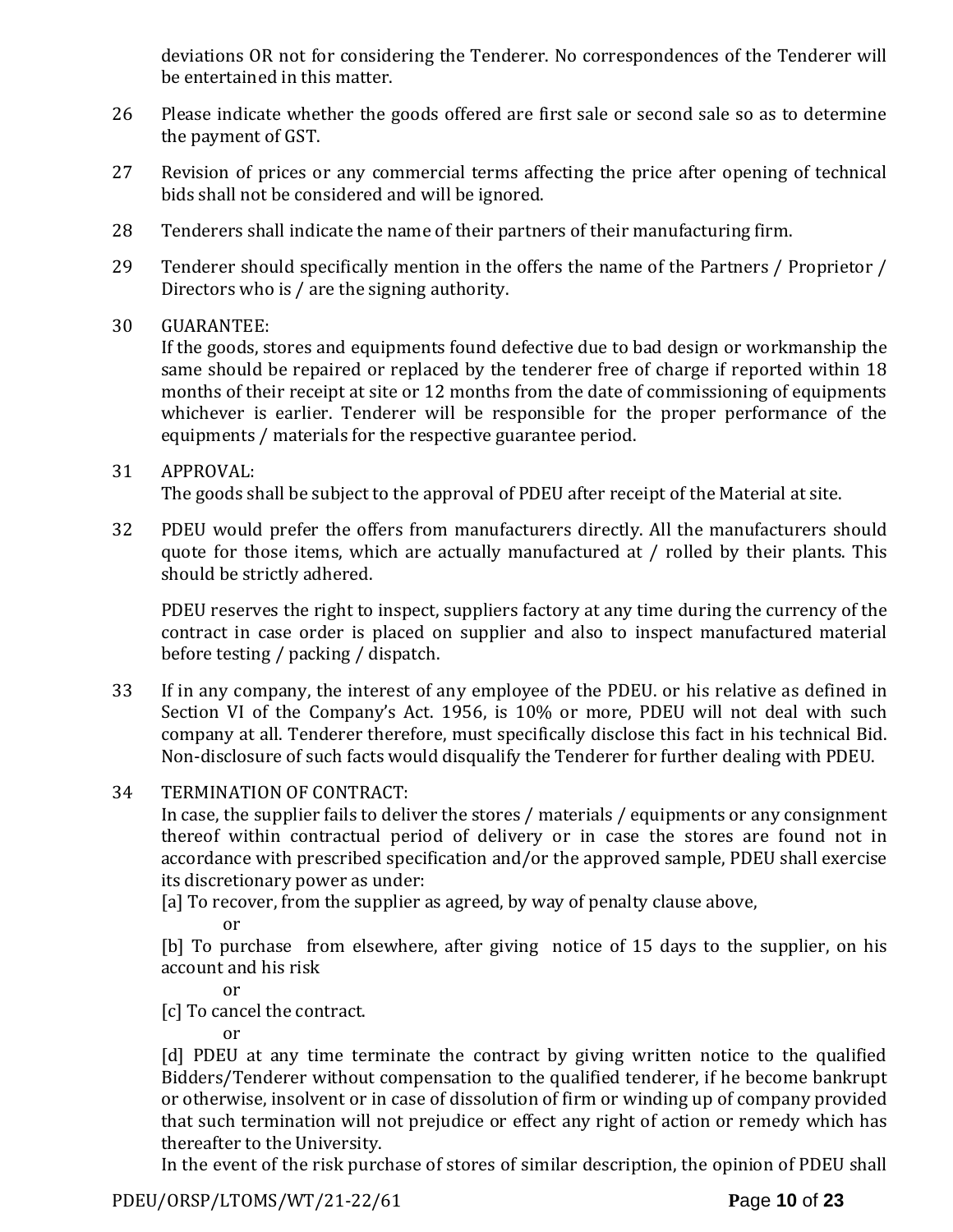deviations OR not for considering the Tenderer. No correspondences of the Tenderer will be entertained in this matter.

26 Please indicate whether the goods offered are first sale or second sale so as to determine the payment of GST.

27 Revision of prices or any commercial terms affecting the price after opening of technical bids shall not be considered and will be ignored.

28 Tenderers shall indicate the name of their partners of their manufacturing firm.

29 Tenderer should specifically mention in the offers the name of the Partners / Proprietor / Directors who is / are the signing authority.

30 GUARANTEE:
If the goods, stores and equipments found defective due to bad design or workmanship the same should be repaired or replaced by the tenderer free of charge if reported within 18 months of their receipt at site or 12 months from the date of commissioning of equipments whichever is earlier. Tenderer will be responsible for the proper performance of the equipments / materials for the respective guarantee period.

31 APPROVAL:
The goods shall be subject to the approval of PDEU after receipt of the Material at site.

32 PDEU would prefer the offers from manufacturers directly. All the manufacturers should quote for those items, which are actually manufactured at / rolled by their plants. This should be strictly adhered.

PDEU reserves the right to inspect, suppliers factory at any time during the currency of the contract in case order is placed on supplier and also to inspect manufactured material before testing / packing / dispatch.

33 If in any company, the interest of any employee of the PDEU. or his relative as defined in Section VI of the Company's Act. 1956, is 10% or more, PDEU will not deal with such company at all. Tenderer therefore, must specifically disclose this fact in his technical Bid. Non-disclosure of such facts would disqualify the Tenderer for further dealing with PDEU.

34 TERMINATION OF CONTRACT:
In case, the supplier fails to deliver the stores / materials / equipments or any consignment thereof within contractual period of delivery or in case the stores are found not in accordance with prescribed specification and/or the approved sample, PDEU shall exercise its discretionary power as under:

[a] To recover, from the supplier as agreed, by way of penalty clause above,

or

[b] To purchase from elsewhere, after giving notice of 15 days to the supplier, on his account and his risk

or

[c] To cancel the contract.

or

[d] PDEU at any time terminate the contract by giving written notice to the qualified Bidders/Tenderer without compensation to the qualified tenderer, if he become bankrupt or otherwise, insolvent or in case of dissolution of firm or winding up of company provided that such termination will not prejudice or effect any right of action or remedy which has thereafter to the University.

In the event of the risk purchase of stores of similar description, the opinion of PDEU shall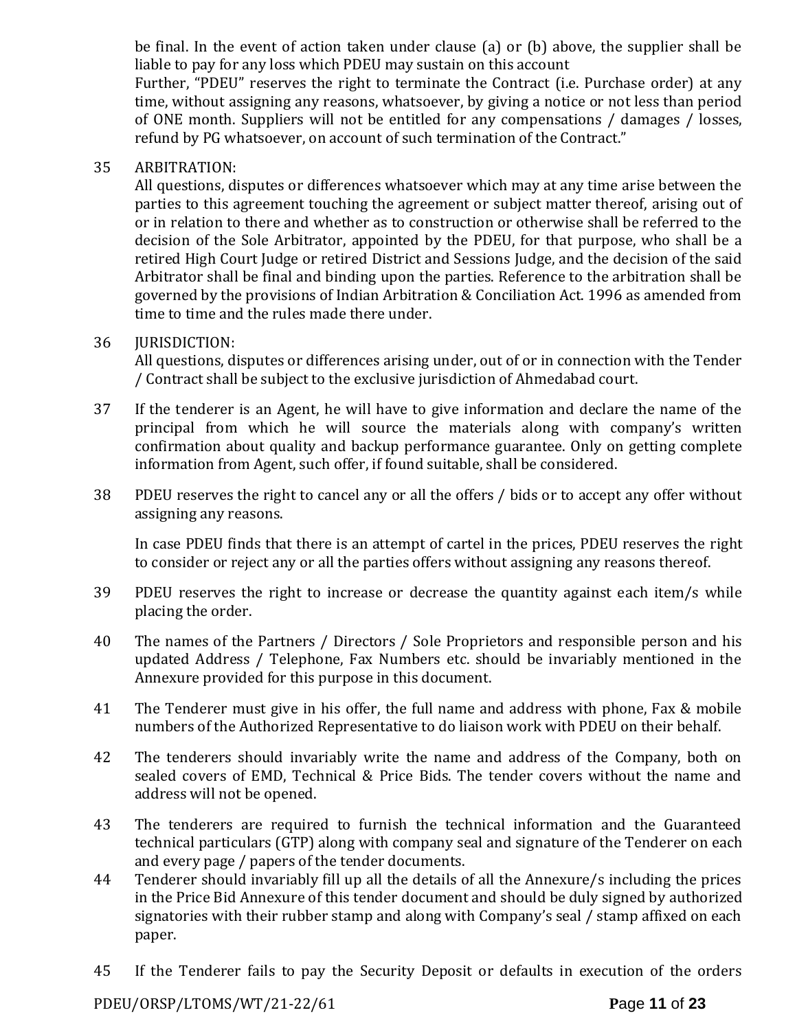be final. In the event of action taken under clause (a) or (b) above, the supplier shall be liable to pay for any loss which PDEU may sustain on this account

Further, "PDEU" reserves the right to terminate the Contract (i.e. Purchase order) at any time, without assigning any reasons, whatsoever, by giving a notice or not less than period of ONE month. Suppliers will not be entitled for any compensations / damages / losses, refund by PG whatsoever, on account of such termination of the Contract."

35 ARBITRATION:

All questions, disputes or differences whatsoever which may at any time arise between the parties to this agreement touching the agreement or subject matter thereof, arising out of or in relation to there and whether as to construction or otherwise shall be referred to the decision of the Sole Arbitrator, appointed by the PDEU, for that purpose, who shall be a retired High Court Judge or retired District and Sessions Judge, and the decision of the said Arbitrator shall be final and binding upon the parties. Reference to the arbitration shall be governed by the provisions of Indian Arbitration & Conciliation Act. 1996 as amended from time to time and the rules made there under.

36 JURISDICTION:

All questions, disputes or differences arising under, out of or in connection with the Tender / Contract shall be subject to the exclusive jurisdiction of Ahmedabad court.

37 If the tenderer is an Agent, he will have to give information and declare the name of the principal from which he will source the materials along with company's written confirmation about quality and backup performance guarantee. Only on getting complete information from Agent, such offer, if found suitable, shall be considered.

38 PDEU reserves the right to cancel any or all the offers / bids or to accept any offer without assigning any reasons.

In case PDEU finds that there is an attempt of cartel in the prices, PDEU reserves the right to consider or reject any or all the parties offers without assigning any reasons thereof.

39 PDEU reserves the right to increase or decrease the quantity against each item/s while placing the order.

40 The names of the Partners / Directors / Sole Proprietors and responsible person and his updated Address / Telephone, Fax Numbers etc. should be invariably mentioned in the Annexure provided for this purpose in this document.

41 The Tenderer must give in his offer, the full name and address with phone, Fax & mobile numbers of the Authorized Representative to do liaison work with PDEU on their behalf.

42 The tenderers should invariably write the name and address of the Company, both on sealed covers of EMD, Technical & Price Bids. The tender covers without the name and address will not be opened.

43 The tenderers are required to furnish the technical information and the Guaranteed technical particulars (GTP) along with company seal and signature of the Tenderer on each and every page / papers of the tender documents.

44 Tenderer should invariably fill up all the details of all the Annexure/s including the prices in the Price Bid Annexure of this tender document and should be duly signed by authorized signatories with their rubber stamp and along with Company's seal / stamp affixed on each paper.

45 If the Tenderer fails to pay the Security Deposit or defaults in execution of the orders

PDEU/ORSP/LTOMS/WT/21-22/61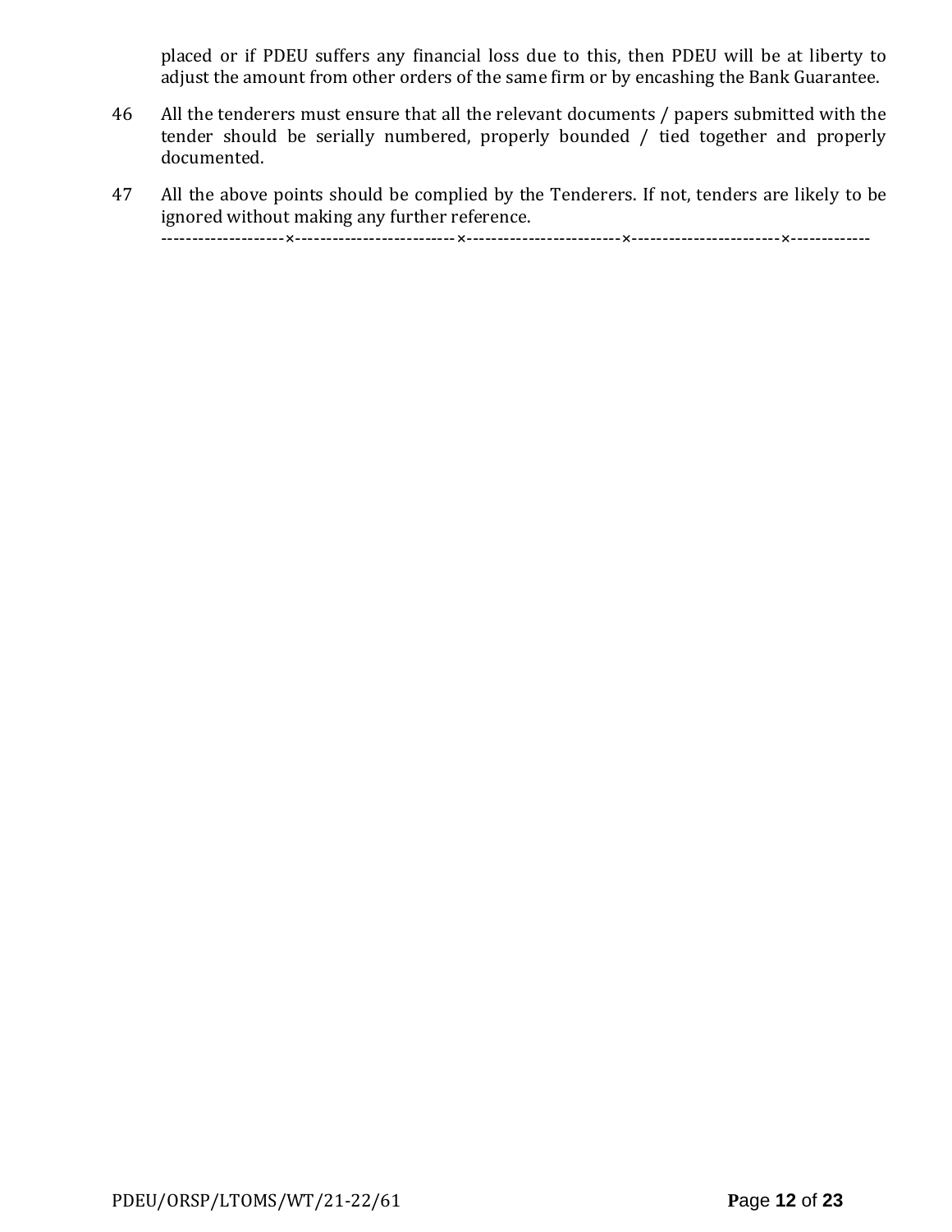placed or if PDEU suffers any financial loss due to this, then PDEU will be at liberty to adjust the amount from other orders of the same firm or by encashing the Bank Guarantee.

46 All the tenderers must ensure that all the relevant documents / papers submitted with the tender should be serially numbered, properly bounded / tied together and properly documented.

47 All the above points should be complied by the Tenderers. If not, tenders are likely to be ignored without making any further reference.

--------------------×--------------------------×-------------------------×------------------------×-------------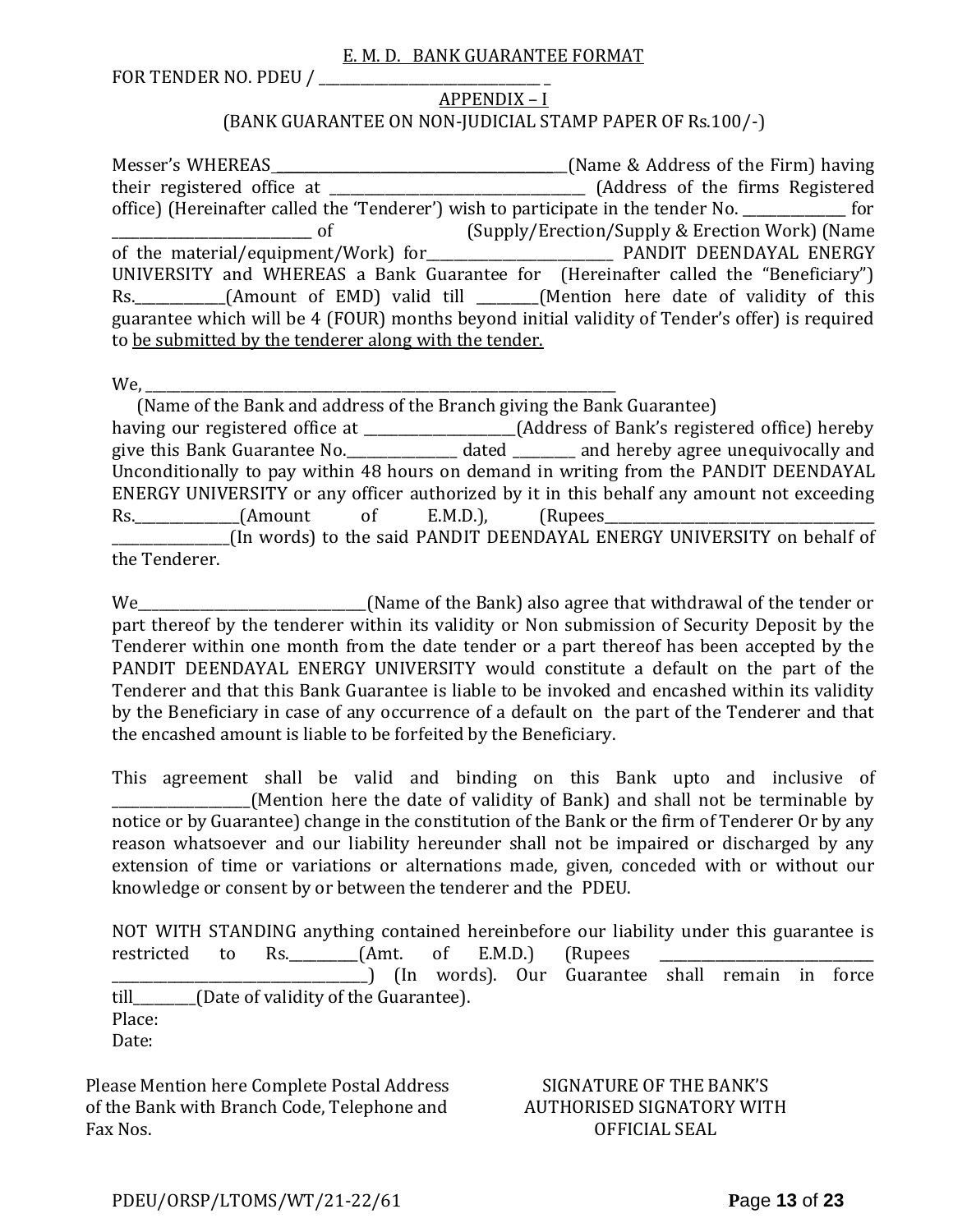<u>E. M. D. BANK GUARANTEE FORMAT</u>

FOR TENDER NO. PDEU / _______________________________ _

<u>APPENDIX – I</u>

(BANK GUARANTEE ON NON-JUDICIAL STAMP PAPER OF Rs.100/-)

Messer's WHEREAS_________________________________________(Name & Address of the Firm) having their registered office at ___________________________________ (Address of the firms Registered office) (Hereinafter called the 'Tenderer') wish to participate in the tender No. ______________ for ___________________________ of (Supply/Erection/Supply & Erection Work) (Name of the material/equipment/Work) for__________________________ PANDIT DEENDAYAL ENERGY UNIVERSITY and WHEREAS a Bank Guarantee for (Hereinafter called the "Beneficiary") Rs.____________(Amount of EMD) valid till ________(Mention here date of validity of this guarantee which will be 4 (FOUR) months beyond initial validity of Tender's offer) is required to <u>be submitted by the tenderer along with the tender.</u>

We, _________________________________________________________________

(Name of the Bank and address of the Branch giving the Bank Guarantee)

having our registered office at _____________________(Address of Bank's registered office) hereby give this Bank Guarantee No.________________ dated _________ and hereby agree unequivocally and Unconditionally to pay within 48 hours on demand in writing from the PANDIT DEENDAYAL ENERGY UNIVERSITY or any officer authorized by it in this behalf any amount not exceeding Rs._______________(Amount of E.M.D.), (Rupees_______________________________________ _________________(In words) to the said PANDIT DEENDAYAL ENERGY UNIVERSITY on behalf of the Tenderer.

We________________________________(Name of the Bank) also agree that withdrawal of the tender or part thereof by the tenderer within its validity or Non submission of Security Deposit by the Tenderer within one month from the date tender or a part thereof has been accepted by the PANDIT DEENDAYAL ENERGY UNIVERSITY would constitute a default on the part of the Tenderer and that this Bank Guarantee is liable to be invoked and encashed within its validity by the Beneficiary in case of any occurrence of a default on the part of the Tenderer and that the encashed amount is liable to be forfeited by the Beneficiary.

This agreement shall be valid and binding on this Bank upto and inclusive of ___________________(Mention here the date of validity of Bank) and shall not be terminable by notice or by Guarantee) change in the constitution of the Bank or the firm of Tenderer Or by any reason whatsoever and our liability hereunder shall not be impaired or discharged by any extension of time or variations or alternations made, given, conceded with or without our knowledge or consent by or between the tenderer and the PDEU.

NOT WITH STANDING anything contained hereinbefore our liability under this guarantee is restricted to Rs._________(Amt. of E.M.D.) (Rupees _____________________________ _____________________________________) (In words). Our Guarantee shall remain in force till_________(Date of validity of the Guarantee).

Place:

Date:

Please Mention here Complete Postal Address of the Bank with Branch Code, Telephone and Fax Nos.

SIGNATURE OF THE BANK'S AUTHORISED SIGNATORY WITH OFFICIAL SEAL

PDEU/ORSP/LTOMS/WT/21-22/61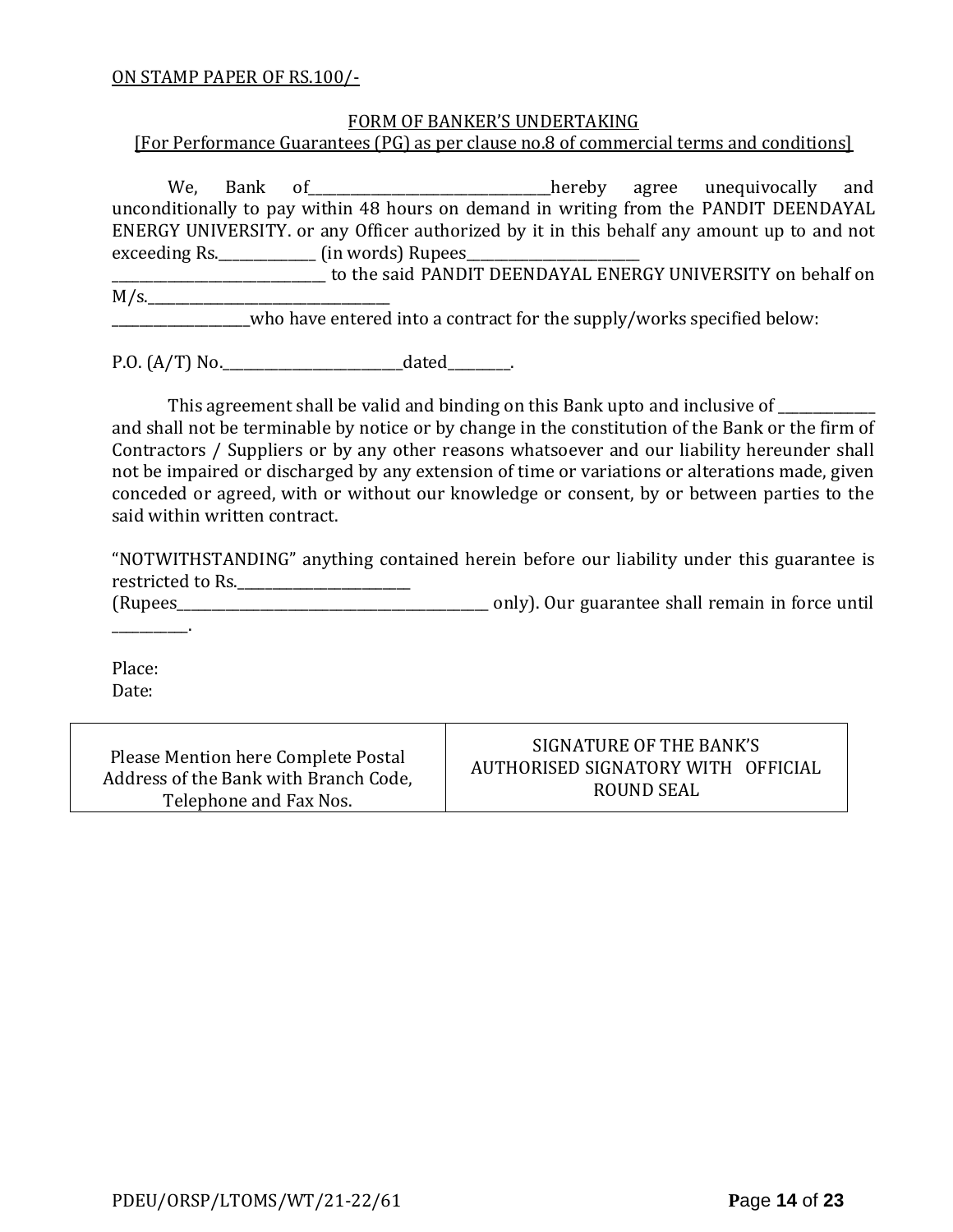ON STAMP PAPER OF RS.100/-

FORM OF BANKER'S UNDERTAKING

[For Performance Guarantees (PG) as per clause no.8 of commercial terms and conditions]

We, Bank of\_\_\_\_\_\_\_\_\_\_\_\_\_\_\_\_\_\_\_\_\_\_\_\_\_\_\_\_\_\_\_\_\_\_\_hereby agree unequivocally and unconditionally to pay within 48 hours on demand in writing from the PANDIT DEENDAYAL ENERGY UNIVERSITY. or any Officer authorized by it in this behalf any amount up to and not exceeding Rs.\_\_\_\_\_\_\_\_\_\_\_\_\_\_ (in words) Rupees\_\_\_\_\_\_\_\_\_\_\_\_\_\_\_\_\_\_\_\_\_\_\_\_\_ \_\_\_\_\_\_\_\_\_\_\_\_\_\_\_\_\_\_\_\_\_\_\_\_\_\_\_\_\_\_\_ to the said PANDIT DEENDAYAL ENERGY UNIVERSITY on behalf on M/s.\_\_\_\_\_\_\_\_\_\_\_\_\_\_\_\_\_\_\_\_\_\_\_\_\_\_\_\_\_\_\_\_\_\_\_ \_\_\_\_\_\_\_\_\_\_\_\_\_\_\_\_\_\_\_who have entered into a contract for the supply/works specified below:

P.O. (A/T) No.\_\_\_\_\_\_\_\_\_\_\_\_\_\_\_\_\_\_\_\_\_\_\_\_\_\_dated\_\_\_\_\_\_\_\_\_.

This agreement shall be valid and binding on this Bank upto and inclusive of \_\_\_\_\_\_\_\_\_\_\_\_\_\_ and shall not be terminable by notice or by change in the constitution of the Bank or the firm of Contractors / Suppliers or by any other reasons whatsoever and our liability hereunder shall not be impaired or discharged by any extension of time or variations or alterations made, given conceded or agreed, with or without our knowledge or consent, by or between parties to the said within written contract.

"NOTWITHSTANDING" anything contained herein before our liability under this guarantee is restricted to Rs.\_\_\_\_\_\_\_\_\_\_\_\_\_\_\_\_\_\_\_\_\_\_\_\_\_\_ (Rupees\_\_\_\_\_\_\_\_\_\_\_\_\_\_\_\_\_\_\_\_\_\_\_\_\_\_\_\_\_\_\_\_\_\_\_\_\_\_\_\_\_\_\_\_\_\_\_ only). Our guarantee shall remain in force until \_\_\_\_\_\_\_\_\_\_\_.

Place:
Date:

| Please Mention here Complete Postal Address of the Bank with Branch Code, Telephone and Fax Nos. | SIGNATURE OF THE BANK'S AUTHORISED SIGNATORY WITH OFFICIAL ROUND SEAL |
|---|---|

PDEU/ORSP/LTOMS/WT/21-22/61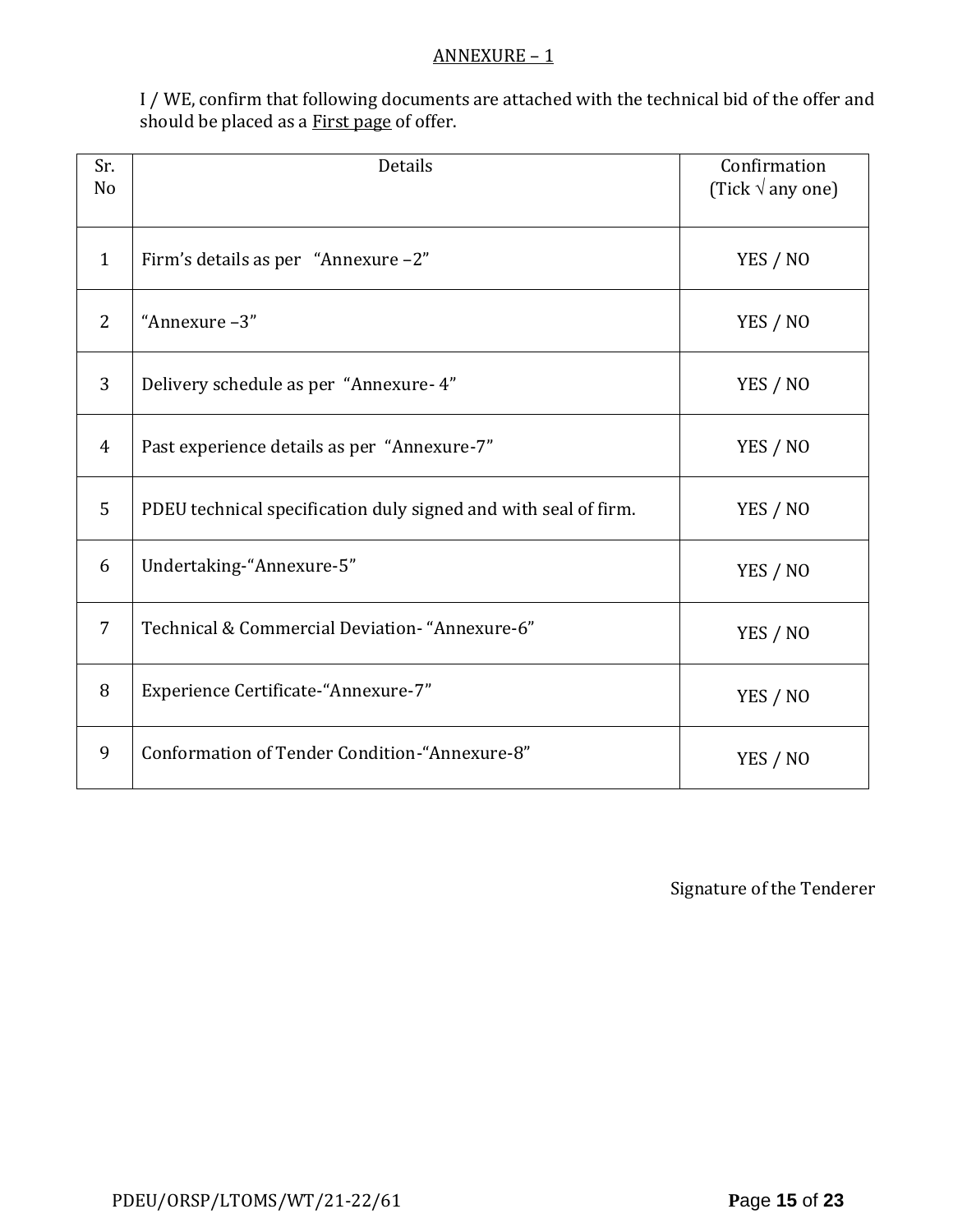## ANNEXURE – 1

I / WE, confirm that following documents are attached with the technical bid of the offer and should be placed as a First page of offer.

| Sr. No | Details | Confirmation (Tick √ any one) |
|---|---|---|
| 1 | Firm's details as per "Annexure –2" | YES / NO |
| 2 | "Annexure –3" | YES / NO |
| 3 | Delivery schedule as per "Annexure- 4" | YES / NO |
| 4 | Past experience details as per "Annexure-7" | YES / NO |
| 5 | PDEU technical specification duly signed and with seal of firm. | YES / NO |
| 6 | Undertaking-"Annexure-5" | YES / NO |
| 7 | Technical & Commercial Deviation- "Annexure-6" | YES / NO |
| 8 | Experience Certificate-"Annexure-7" | YES / NO |
| 9 | Conformation of Tender Condition-"Annexure-8" | YES / NO |

Signature of the Tenderer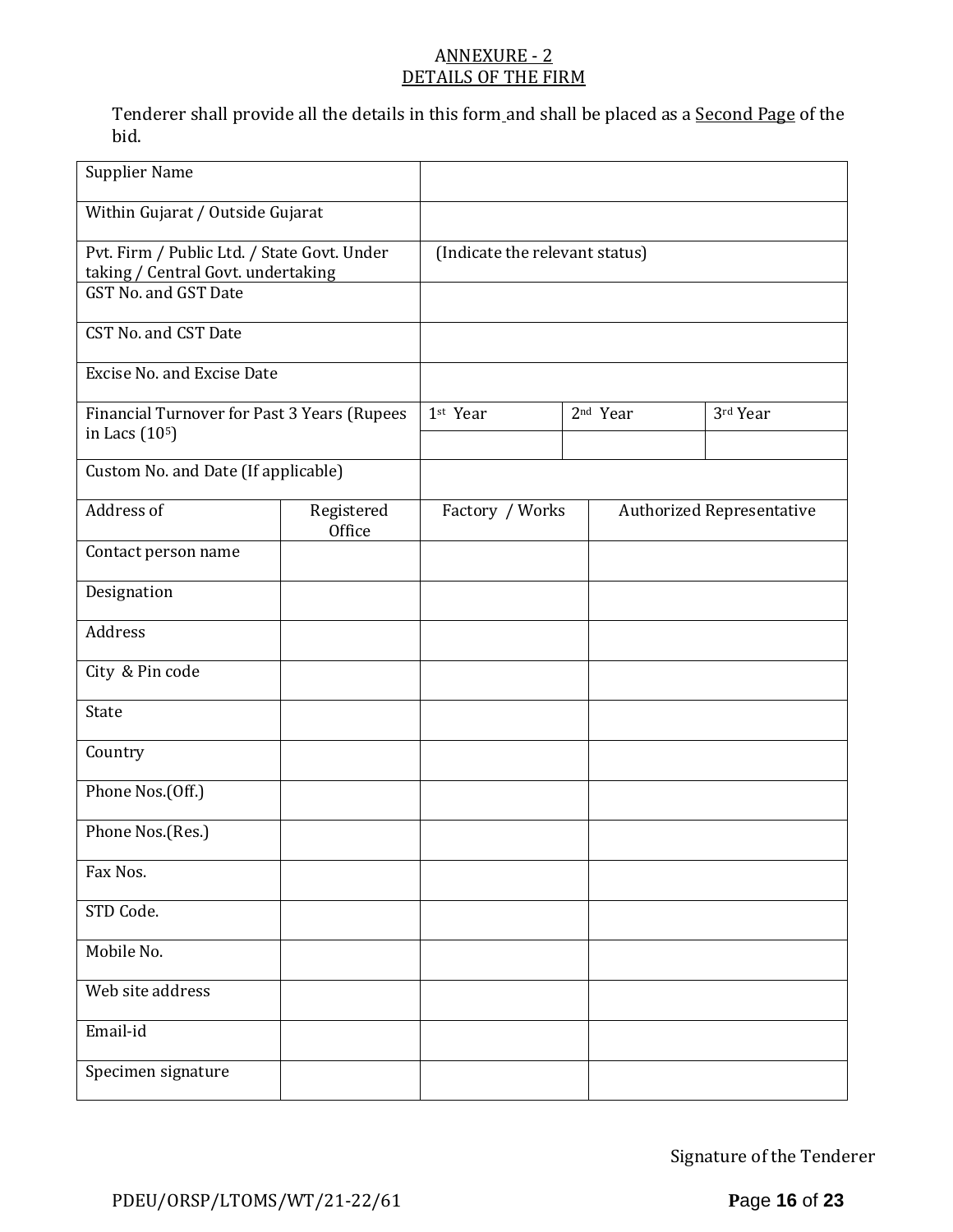## ANNEXURE - 2
## DETAILS OF THE FIRM

Tenderer shall provide all the details in this form and shall be placed as a Second Page of the bid.

| | | | | |
|---|---|---|---|---|
| Supplier Name | | | | |
| Within Gujarat / Outside Gujarat | | | | |
| Pvt. Firm / Public Ltd. / State Govt. Under taking / Central Govt. undertaking | | (Indicate the relevant status) | | |
| GST No. and GST Date | | | | |
| CST No. and CST Date | | | | |
| Excise No. and Excise Date | | | | |
| Financial Turnover for Past 3 Years (Rupees in Lacs ($10^5$) | | 1st Year | 2nd Year | 3rd Year |
| | | | | |
| Custom No. and Date (If applicable) | | | | |
| Address of | Registered Office | Factory / Works | Authorized Representative | |
| Contact person name | | | | |
| Designation | | | | |
| Address | | | | |
| City & Pin code | | | | |
| State | | | | |
| Country | | | | |
| Phone Nos.(Off.) | | | | |
| Phone Nos.(Res.) | | | | |
| Fax Nos. | | | | |
| STD Code. | | | | |
| Mobile No. | | | | |
| Web site address | | | | |
| Email-id | | | | |
| Specimen signature | | | | |

Signature of the Tenderer

PDEU/ORSP/LTOMS/WT/21-22/61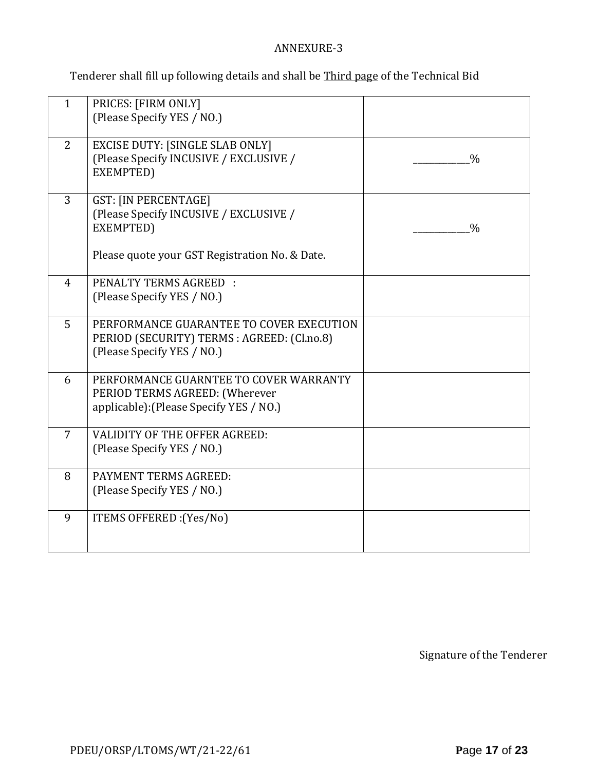ANNEXURE-3

Tenderer shall fill up following details and shall be <u>Third page</u> of the Technical Bid

| | | |
|---|---|---|
| 1 | PRICES: [FIRM ONLY]<br>(Please Specify YES / NO.) | |
| 2 | EXCISE DUTY: [SINGLE SLAB ONLY]<br>(Please Specify INCUSIVE / EXCLUSIVE / EXEMPTED) | ___________% |
| 3 | GST: [IN PERCENTAGE]<br>(Please Specify INCUSIVE / EXCLUSIVE / EXEMPTED)<br><br>Please quote your GST Registration No. & Date. | ___________% |
| 4 | PENALTY TERMS AGREED :<br>(Please Specify YES / NO.) | |
| 5 | PERFORMANCE GUARANTEE TO COVER EXECUTION PERIOD (SECURITY) TERMS : AGREED: (Cl.no.8)<br>(Please Specify YES / NO.) | |
| 6 | PERFORMANCE GUARNTEE TO COVER WARRANTY PERIOD TERMS AGREED: (Wherever applicable):(Please Specify YES / NO.) | |
| 7 | VALIDITY OF THE OFFER AGREED:<br>(Please Specify YES / NO.) | |
| 8 | PAYMENT TERMS AGREED:<br>(Please Specify YES / NO.) | |
| 9 | ITEMS OFFERED :(Yes/No) | |

Signature of the Tenderer

PDEU/ORSP/LTOMS/WT/21-22/61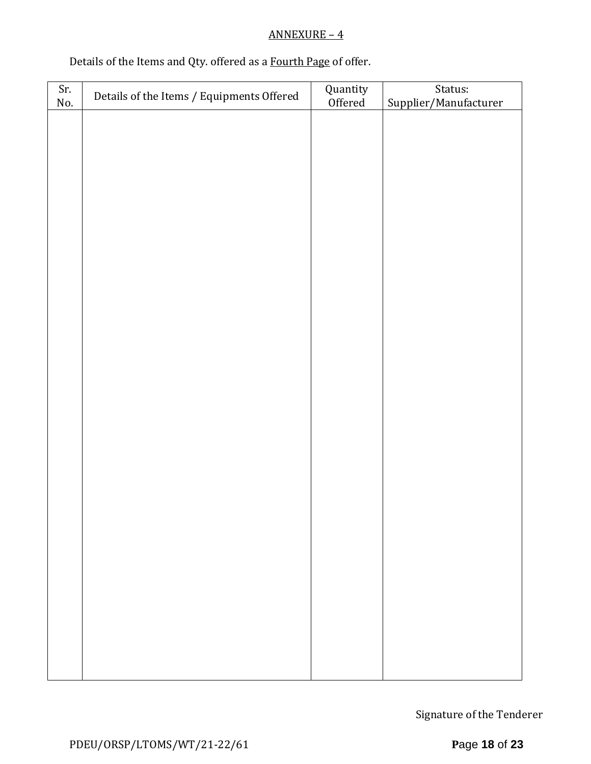ANNEXURE – 4

Details of the Items and Qty. offered as a Fourth Page of offer.

| Sr. No. | Details of the Items / Equipments Offered | Quantity Offered | Status: Supplier/Manufacturer |
|---|---|---|---|
| | | | |

Signature of the Tenderer

PDEU/ORSP/LTOMS/WT/21-22/61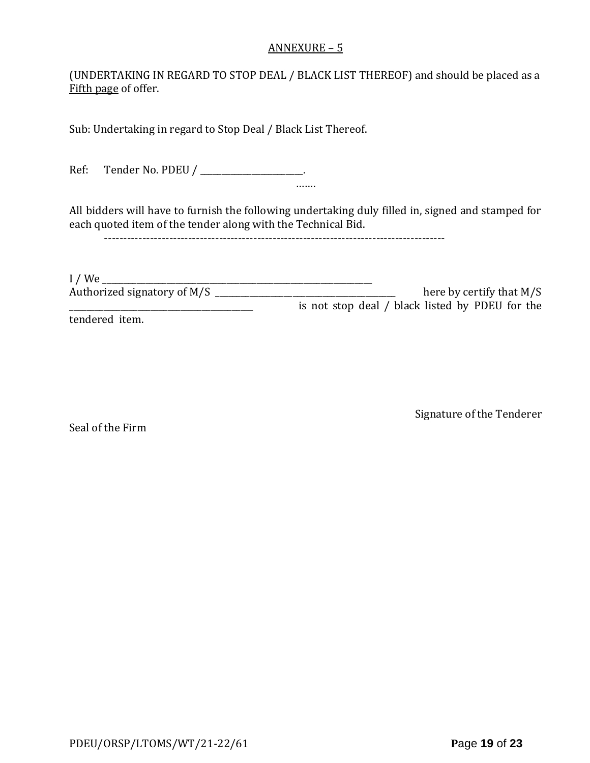ANNEXURE – 5

(UNDERTAKING IN REGARD TO STOP DEAL / BLACK LIST THEREOF) and should be placed as a Fifth page of offer.

Sub: Undertaking in regard to Stop Deal / Black List Thereof.

Ref: Tender No. PDEU / ________________________.

…….

All bidders will have to furnish the following undertaking duly filled in, signed and stamped for each quoted item of the tender along with the Technical Bid.

-------------------------------------------------------------------------------------------

I / We ____________________________________________________________________

Authorized signatory of M/S ____________________________________________ here by certify that M/S ____________________________________________ is not stop deal / black listed by PDEU for the tendered item.

Signature of the Tenderer

Seal of the Firm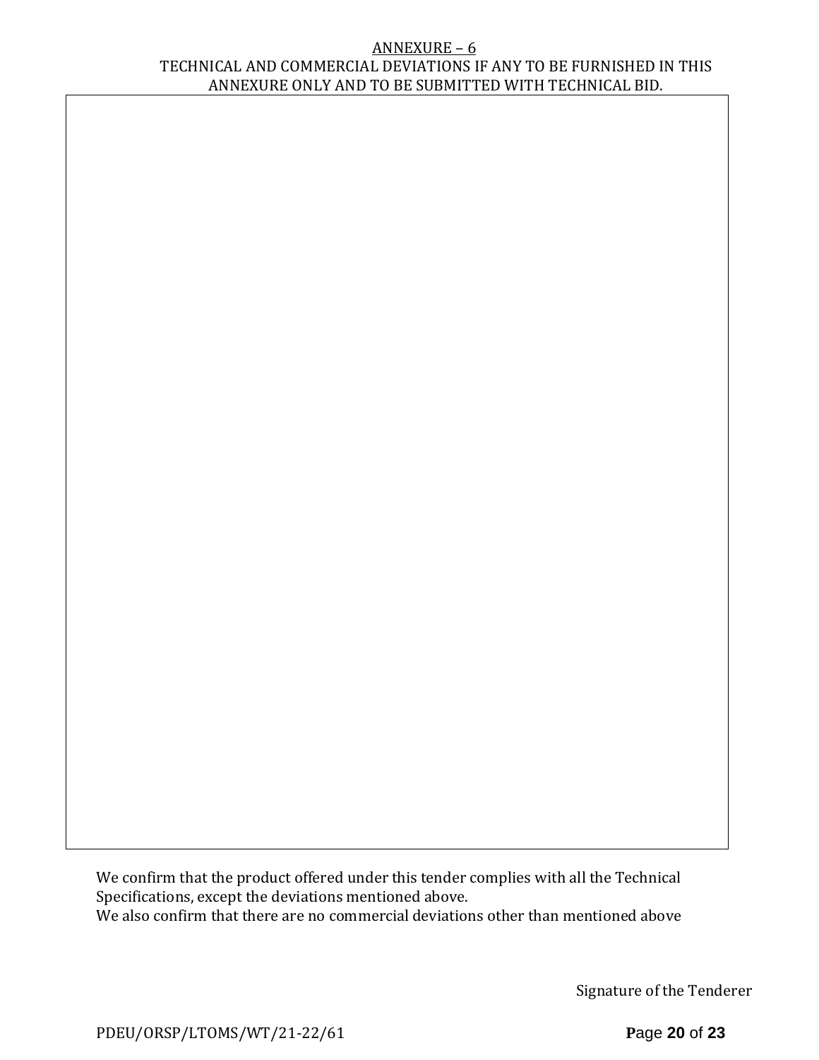# ANNEXURE – 6

## TECHNICAL AND COMMERCIAL DEVIATIONS IF ANY TO BE FURNISHED IN THIS ANNEXURE ONLY AND TO BE SUBMITTED WITH TECHNICAL BID.

| |
|---|
| |

We confirm that the product offered under this tender complies with all the Technical Specifications, except the deviations mentioned above.

We also confirm that there are no commercial deviations other than mentioned above

Signature of the Tenderer

PDEU/ORSP/LTOMS/WT/21-22/61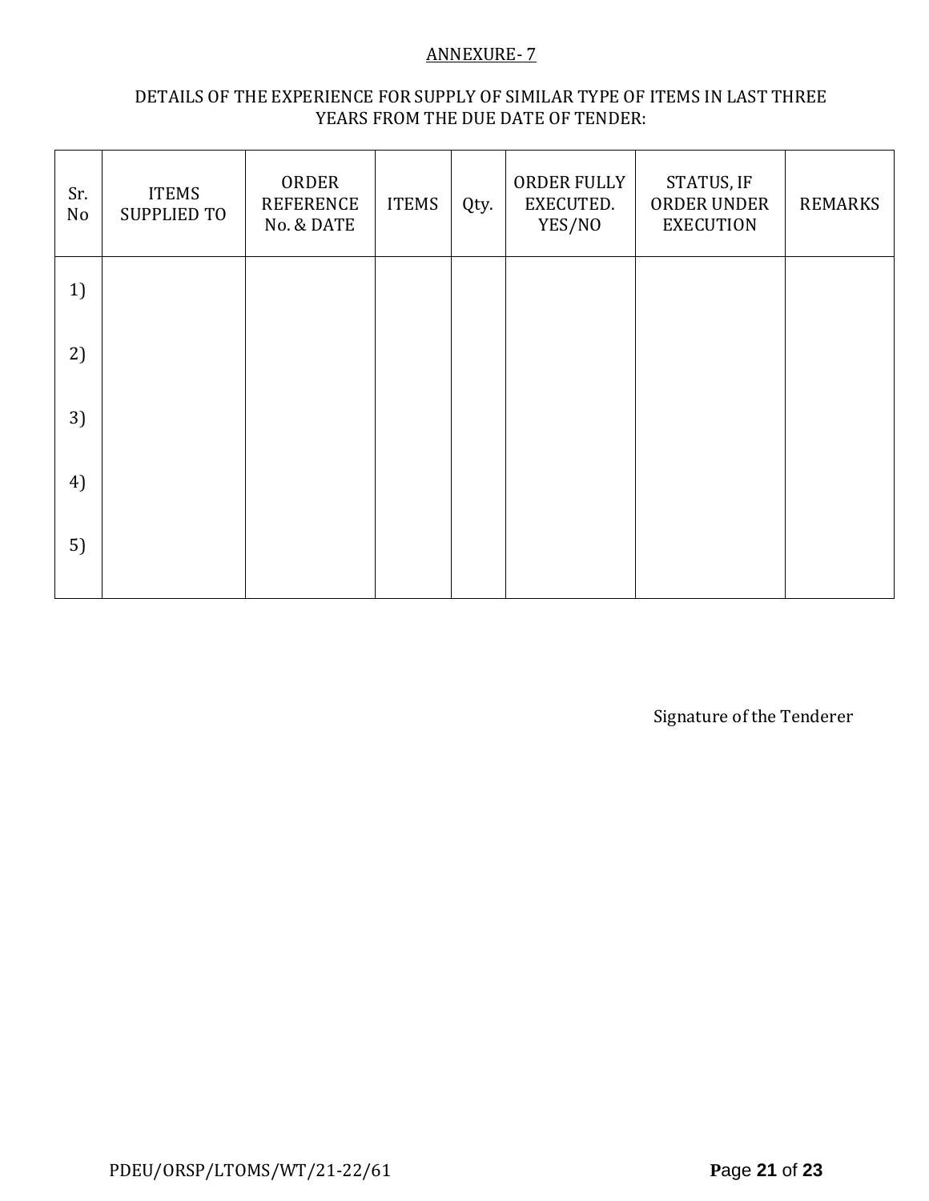ANNEXURE- 7

DETAILS OF THE EXPERIENCE FOR SUPPLY OF SIMILAR TYPE OF ITEMS IN LAST THREE YEARS FROM THE DUE DATE OF TENDER:

| Sr. No | ITEMS SUPPLIED TO | ORDER REFERENCE No. & DATE | ITEMS | Qty. | ORDER FULLY EXECUTED. YES/NO | STATUS, IF ORDER UNDER EXECUTION | REMARKS |
|---|---|---|---|---|---|---|---|
| 1) | | | | | | | |
| 2) | | | | | | | |
| 3) | | | | | | | |
| 4) | | | | | | | |
| 5) | | | | | | | |

Signature of the Tenderer

PDEU/ORSP/LTOMS/WT/21-22/61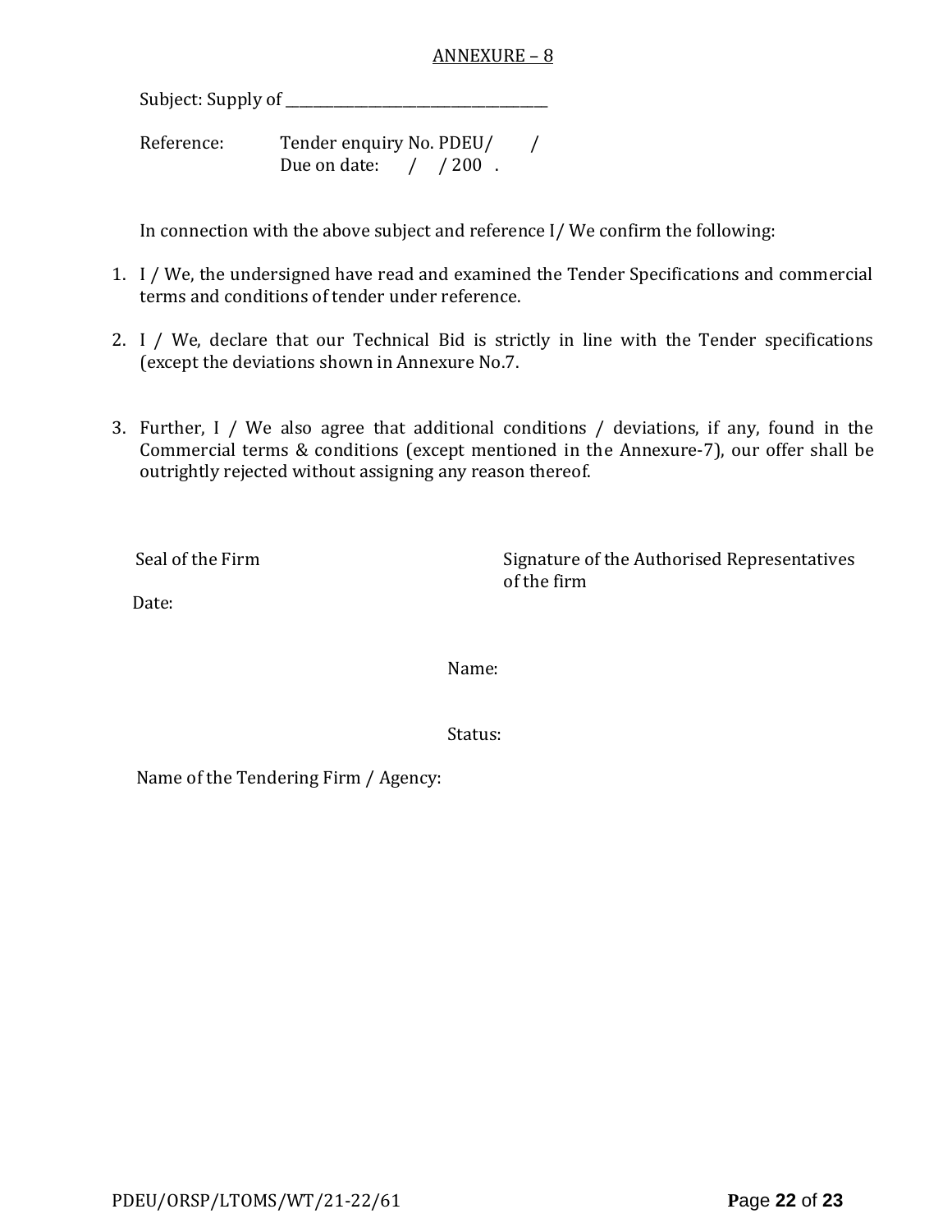ANNEXURE – 8

Subject: Supply of ______________________________________

Reference: Tender enquiry No. PDEU/ /
Due on date: / / 200 .

In connection with the above subject and reference I/ We confirm the following:

1. I / We, the undersigned have read and examined the Tender Specifications and commercial terms and conditions of tender under reference.

2. I / We, declare that our Technical Bid is strictly in line with the Tender specifications (except the deviations shown in Annexure No.7.

3. Further, I / We also agree that additional conditions / deviations, if any, found in the Commercial terms & conditions (except mentioned in the Annexure-7), our offer shall be outrightly rejected without assigning any reason thereof.

Seal of the Firm

Signature of the Authorised Representatives of the firm

Date:

Name:

Status:

Name of the Tendering Firm / Agency: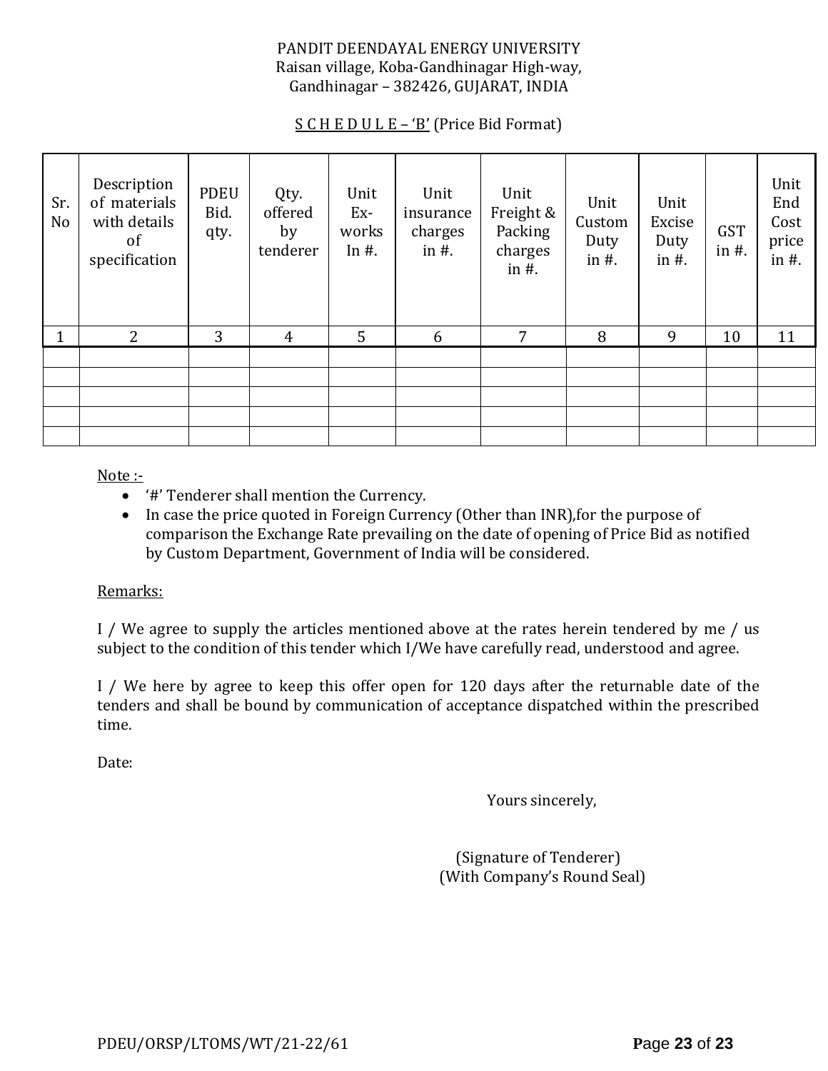PANDIT DEENDAYAL ENERGY UNIVERSITY
Raisan village, Koba-Gandhinagar High-way,
Gandhinagar – 382426, GUJARAT, INDIA

S C H E D U L E – 'B' (Price Bid Format)

| Sr. No | Description of materials with details of specification | PDEU Bid. qty. | Qty. offered by tenderer | Unit Ex-works In #. | Unit insurance charges in #. | Unit Freight & Packing charges in #. | Unit Custom Duty in #. | Unit Excise Duty in #. | GST in #. | Unit End Cost price in #. |
|---|---|---|---|---|---|---|---|---|---|---|
| 1 | 2 | 3 | 4 | 5 | 6 | 7 | 8 | 9 | 10 | 11 |
| | | | | | | | | | | |
| | | | | | | | | | | |
| | | | | | | | | | | |
| | | | | | | | | | | |
| | | | | | | | | | | |

Note :-

- '#' Tenderer shall mention the Currency.
- In case the price quoted in Foreign Currency (Other than INR),for the purpose of comparison the Exchange Rate prevailing on the date of opening of Price Bid as notified by Custom Department, Government of India will be considered.

Remarks:

I / We agree to supply the articles mentioned above at the rates herein tendered by me / us subject to the condition of this tender which I/We have carefully read, understood and agree.

I / We here by agree to keep this offer open for 120 days after the returnable date of the tenders and shall be bound by communication of acceptance dispatched within the prescribed time.

Date:

Yours sincerely,

(Signature of Tenderer)
(With Company's Round Seal)

PDEU/ORSP/LTOMS/WT/21-22/61